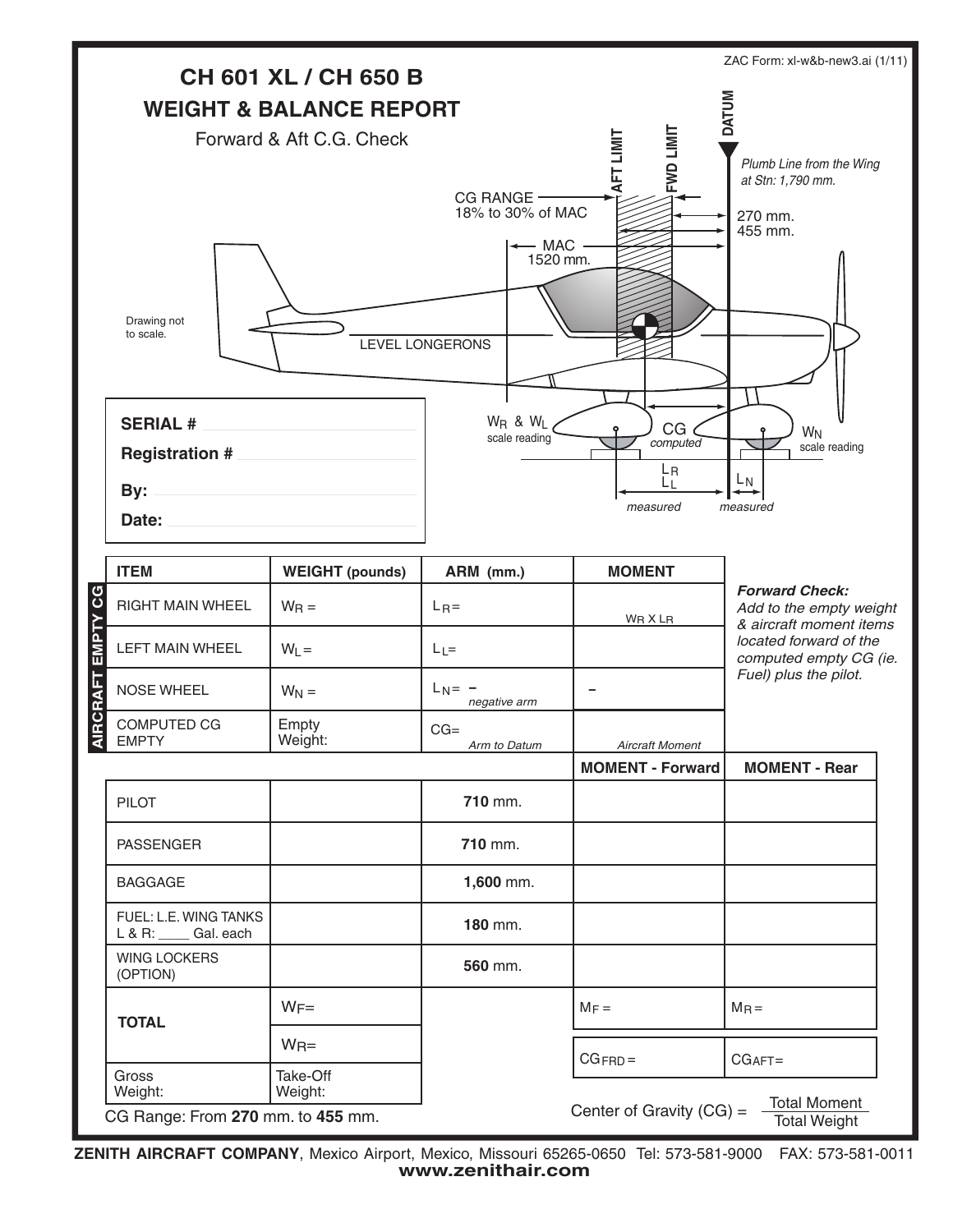ZAC Form: xl-w&b-new3.ai (1/11)

# CH 601 XL / CH 650 B

## WEIGHT & BALANCE REPORT

Forward & Aft C.G. Check

DATUM

*Plumb Line from the Wing at Stn: 1,790 mm.*

AFT LIMIT

FWD LIMIT

CG RANGE 18% to 30% of MAC

270 mm.

455 mm.

MAC 1520 mm.

Drawing not to scale.

LEVEL LONGERONS

$W_R$ & $W_L$ scale reading

CG *computed*

$W_N$ scale reading

$L_R$ $L_L$ *measured*

$L_N$ *measured*

**SERIAL #** ______________________

**Registration #** ______________________

**By:** ______________________

**Date:** ______________________

| | ITEM | WEIGHT (pounds) | ARM (mm.) | MOMENT | |
|---|---|---|---|---|---|
| AIRCRAFT EMPTY CG | RIGHT MAIN WHEEL | $W_R$ = | $L_R$= | $W_R$ X $L_R$ | ***Forward Check:*** *Add to the empty weight & aircraft moment items located forward of the computed empty CG (ie. Fuel) plus the pilot.* |
| | LEFT MAIN WHEEL | $W_L$ = | $L_L$= | | |
| | NOSE WHEEL | $W_N$ = | $L_N$ = – *negative arm* | – | |
| | COMPUTED CG EMPTY | Empty Weight: | CG= *Arm to Datum* | *Aircraft Moment* | |
| | | | | **MOMENT - Forward** | **MOMENT - Rear** |
| | PILOT | | **710** mm. | | |
| | PASSENGER | | **710** mm. | | |
| | BAGGAGE | | **1,600** mm. | | |
| | FUEL: L.E. WING TANKS L & R: ____ Gal. each | | **180** mm. | | |
| | WING LOCKERS (OPTION) | | **560** mm. | | |
| | **TOTAL** | $W_F$= | | $M_F$ = | $M_R$ = |
| | | $W_R$= | | $CG_{FRD}$ = | $CG_{AFT}$ = |
| | Gross Weight: | Take-Off Weight: | | | |

CG Range: From **270** mm. to **455** mm.

$$\text{Center of Gravity (CG)} = \frac{\text{Total Moment}}{\text{Total Weight}}$$

**ZENITH AIRCRAFT COMPANY**, Mexico Airport, Mexico, Missouri 65265-0650 Tel: 573-581-9000 FAX: 573-581-0011
**www.zenithair.com**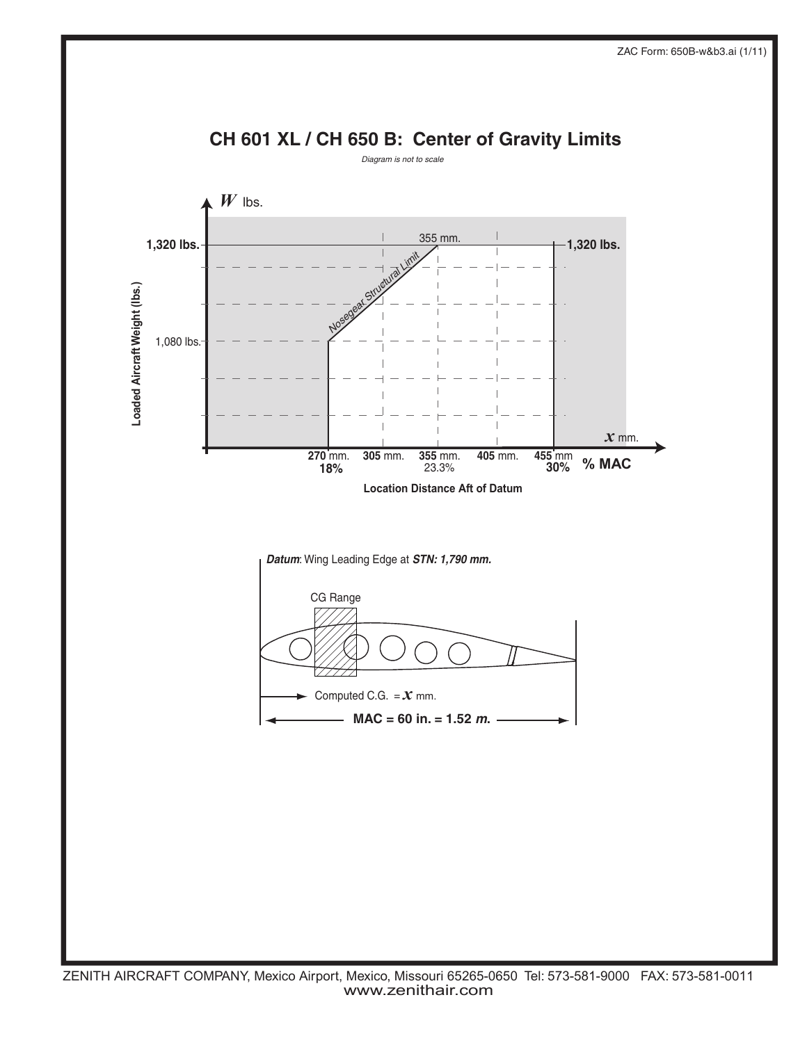ZAC Form: 650B-w&b3.ai (1/11)

# CH 601 XL / CH 650 B: Center of Gravity Limits

*Diagram is not to scale*

$W$ lbs.

1,320 lbs.

355 mm.

1,320 lbs.

Nosegear Structural Limit

Loaded Aircraft Weight (lbs.)

1,080 lbs.

$x$ mm.

**270** mm. **305** mm. **355** mm. **405** mm. **455** mm

**18%** 23.3% **30%** **% MAC**

**Location Distance Aft of Datum**

***Datum***: Wing Leading Edge at ***STN: 1,790 mm.***

CG Range

Computed C.G. = $x$ mm.

**MAC = 60 in. = 1.52 *m.***

ZENITH AIRCRAFT COMPANY, Mexico Airport, Mexico, Missouri 65265-0650 Tel: 573-581-9000 FAX: 573-581-0011
www.zenithair.com